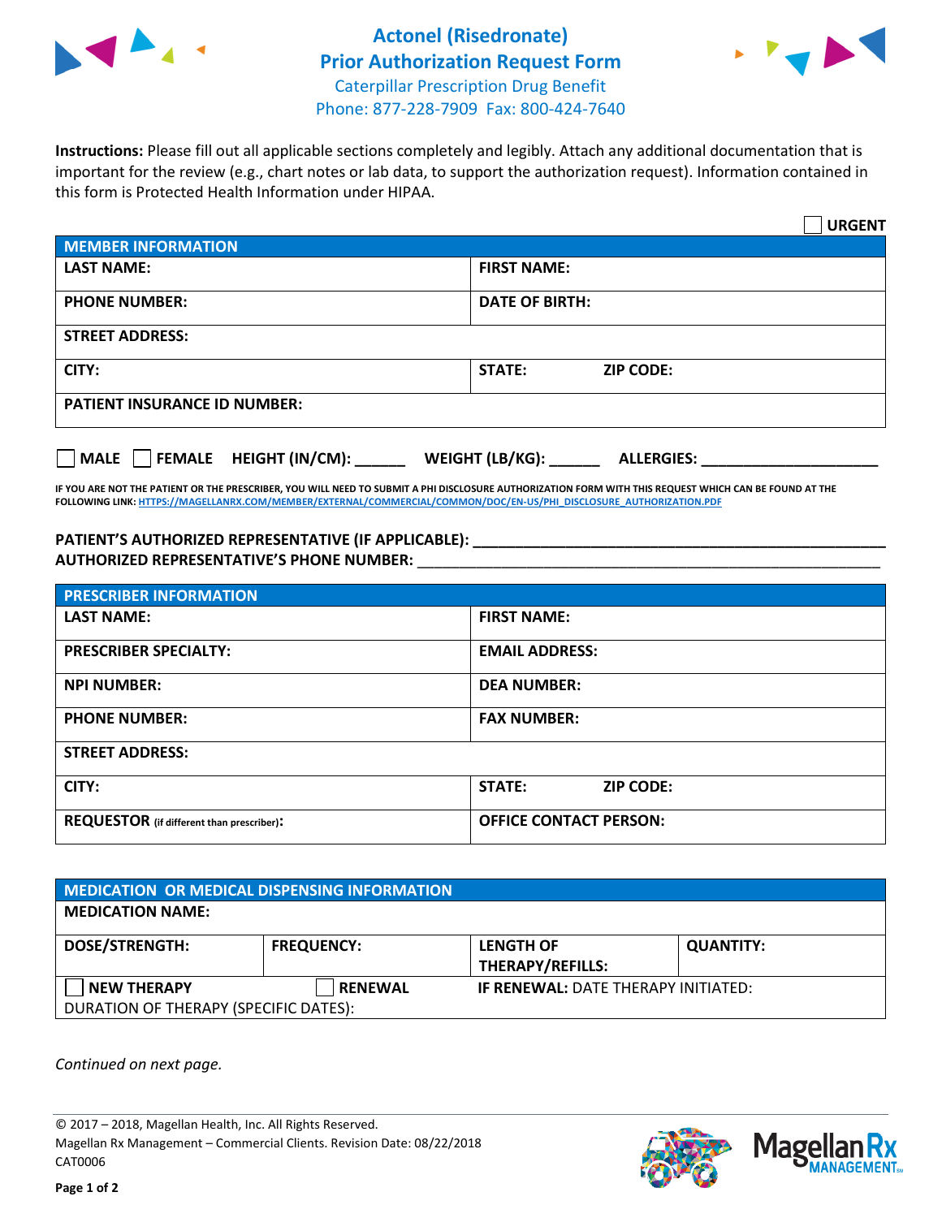# Actonel (Risedronate)
## Prior Authorization Request Form
Caterpillar Prescription Drug Benefit
Phone: 877-228-7909 Fax: 800-424-7640

**Instructions:** Please fill out all applicable sections completely and legibly. Attach any additional documentation that is important for the review (e.g., chart notes or lab data, to support the authorization request). Information contained in this form is Protected Health Information under HIPAA.

☐ **URGENT**

| **MEMBER INFORMATION** | |
|---|---|
| **LAST NAME:** | **FIRST NAME:** |
| **PHONE NUMBER:** | **DATE OF BIRTH:** |
| **STREET ADDRESS:** | |
| **CITY:** | **STATE:** **ZIP CODE:** |
| **PATIENT INSURANCE ID NUMBER:** | |

☐ **MALE** ☐ **FEMALE** **HEIGHT (IN/CM):** ______ **WEIGHT (LB/KG):** ______ **ALLERGIES:** ____________________

**IF YOU ARE NOT THE PATIENT OR THE PRESCRIBER, YOU WILL NEED TO SUBMIT A PHI DISCLOSURE AUTHORIZATION FORM WITH THIS REQUEST WHICH CAN BE FOUND AT THE FOLLOWING LINK: HTTPS://MAGELLANRX.COM/MEMBER/EXTERNAL/COMMERCIAL/COMMON/DOC/EN-US/PHI_DISCLOSURE_AUTHORIZATION.PDF**

**PATIENT'S AUTHORIZED REPRESENTATIVE (IF APPLICABLE):** ____________________________________________
**AUTHORIZED REPRESENTATIVE'S PHONE NUMBER:** ____________________________________________

| **PRESCRIBER INFORMATION** | |
|---|---|
| **LAST NAME:** | **FIRST NAME:** |
| **PRESCRIBER SPECIALTY:** | **EMAIL ADDRESS:** |
| **NPI NUMBER:** | **DEA NUMBER:** |
| **PHONE NUMBER:** | **FAX NUMBER:** |
| **STREET ADDRESS:** | |
| **CITY:** | **STATE:** **ZIP CODE:** |
| **REQUESTOR** (if different than prescriber)**:** | **OFFICE CONTACT PERSON:** |

| **MEDICATION OR MEDICAL DISPENSING INFORMATION** | | | |
|---|---|---|---|
| **MEDICATION NAME:** | | | |
| **DOSE/STRENGTH:** | **FREQUENCY:** | **LENGTH OF THERAPY/REFILLS:** | **QUANTITY:** |
| ☐ **NEW THERAPY** | ☐ **RENEWAL** | **IF RENEWAL:** DATE THERAPY INITIATED: | |
| DURATION OF THERAPY (SPECIFIC DATES): | | | |

*Continued on next page.*

© 2017 – 2018, Magellan Health, Inc. All Rights Reserved.
Magellan Rx Management – Commercial Clients. Revision Date: 08/22/2018
CAT0006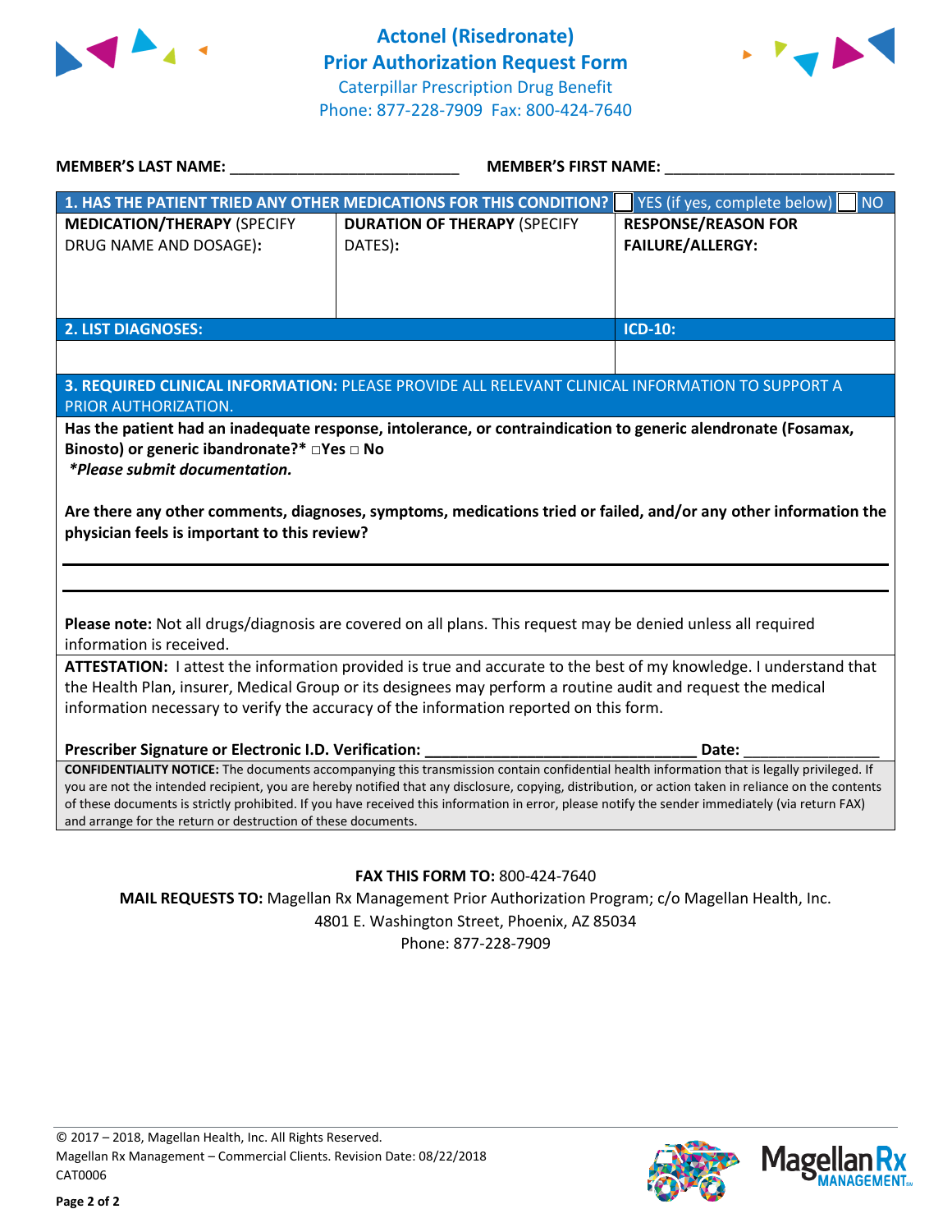# Actonel (Risedronate)
## Prior Authorization Request Form

Caterpillar Prescription Drug Benefit
Phone: 877-228-7909 Fax: 800-424-7640

**MEMBER'S LAST NAME:** ___________________________ **MEMBER'S FIRST NAME:** ___________________________

| **1. HAS THE PATIENT TRIED ANY OTHER MEDICATIONS FOR THIS CONDITION?** | | ☐ YES (if yes, complete below) ☐ NO |
|---|---|---|
| **MEDICATION/THERAPY** (SPECIFY DRUG NAME AND DOSAGE): | **DURATION OF THERAPY** (SPECIFY DATES): | **RESPONSE/REASON FOR FAILURE/ALLERGY:** |
| | | |

| **2. LIST DIAGNOSES:** | **ICD-10:** |
|---|---|
| | |

**3. REQUIRED CLINICAL INFORMATION:** PLEASE PROVIDE ALL RELEVANT CLINICAL INFORMATION TO SUPPORT A PRIOR AUTHORIZATION.

**Has the patient had an inadequate response, intolerance, or contraindication to generic alendronate (Fosamax, Binosto) or generic ibandronate?\* □Yes □ No**

***\*Please submit documentation.***

**Are there any other comments, diagnoses, symptoms, medications tried or failed, and/or any other information the physician feels is important to this review?**

_______________________________________________________________________________

_______________________________________________________________________________

**Please note:** Not all drugs/diagnosis are covered on all plans. This request may be denied unless all required information is received.

**ATTESTATION:** I attest the information provided is true and accurate to the best of my knowledge. I understand that the Health Plan, insurer, Medical Group or its designees may perform a routine audit and request the medical information necessary to verify the accuracy of the information reported on this form.

**Prescriber Signature or Electronic I.D. Verification:** ________________________________ **Date:** ________________

**CONFIDENTIALITY NOTICE:** The documents accompanying this transmission contain confidential health information that is legally privileged. If you are not the intended recipient, you are hereby notified that any disclosure, copying, distribution, or action taken in reliance on the contents of these documents is strictly prohibited. If you have received this information in error, please notify the sender immediately (via return FAX) and arrange for the return or destruction of these documents.

**FAX THIS FORM TO:** 800-424-7640

**MAIL REQUESTS TO:** Magellan Rx Management Prior Authorization Program; c/o Magellan Health, Inc.
4801 E. Washington Street, Phoenix, AZ 85034
Phone: 877-228-7909

© 2017 – 2018, Magellan Health, Inc. All Rights Reserved.
Magellan Rx Management – Commercial Clients. Revision Date: 08/22/2018
CAT0006